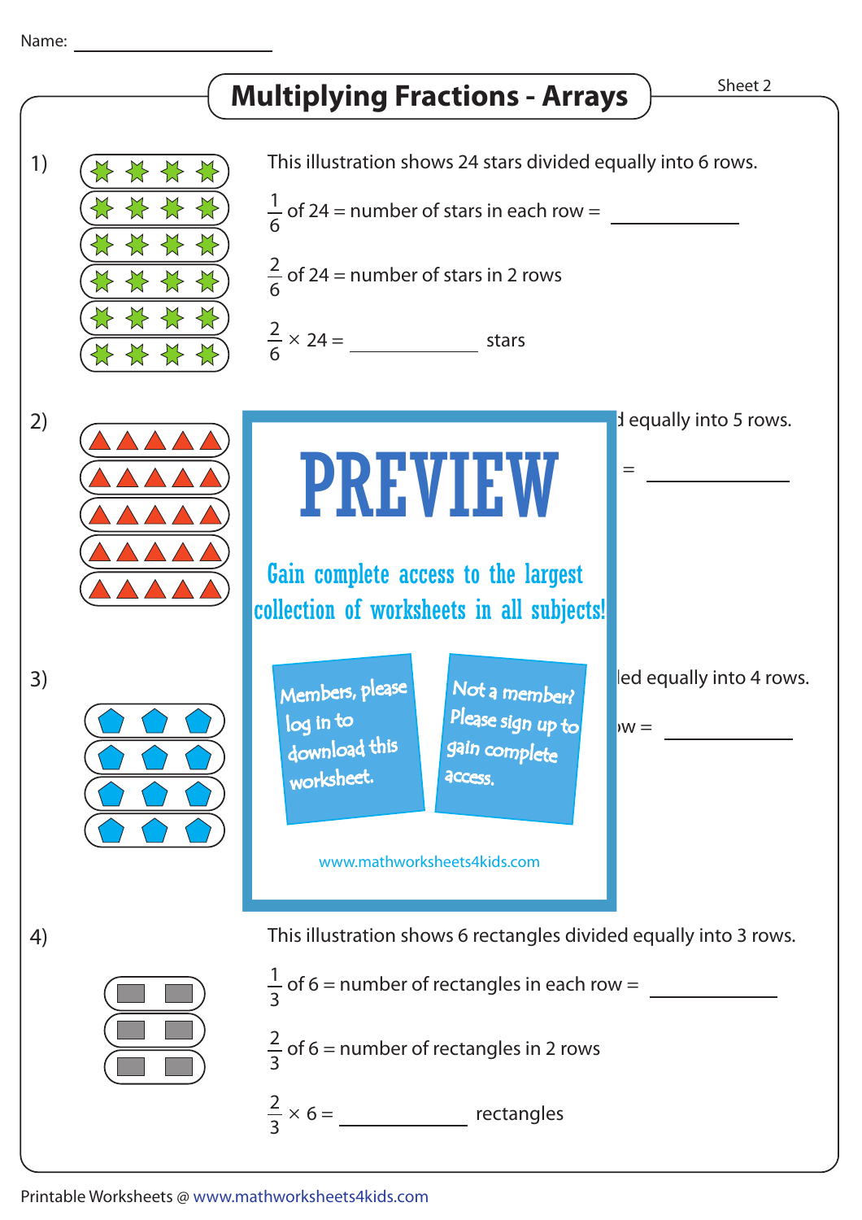Name: ____________________

# Multiplying Fractions - Arrays

Sheet 2

1) This illustration shows 24 stars divided equally into 6 rows.

$\frac{1}{6}$ of 24 = number of stars in each row = ____________

$\frac{2}{6}$ of 24 = number of stars in 2 rows

$\frac{2}{6} \times 24 =$ ____________ stars

2) d equally into 5 rows.

= ____________

**PREVIEW**

Gain complete access to the largest collection of worksheets in all subjects!

Members, please log in to download this worksheet.

Not a member? Please sign up to gain complete access.

www.mathworksheets4kids.com

3) led equally into 4 rows.

w = ____________

4) This illustration shows 6 rectangles divided equally into 3 rows.

$\frac{1}{3}$ of 6 = number of rectangles in each row = ____________

$\frac{2}{3}$ of 6 = number of rectangles in 2 rows

$\frac{2}{3} \times 6 =$ ____________ rectangles

Printable Worksheets @ www.mathworksheets4kids.com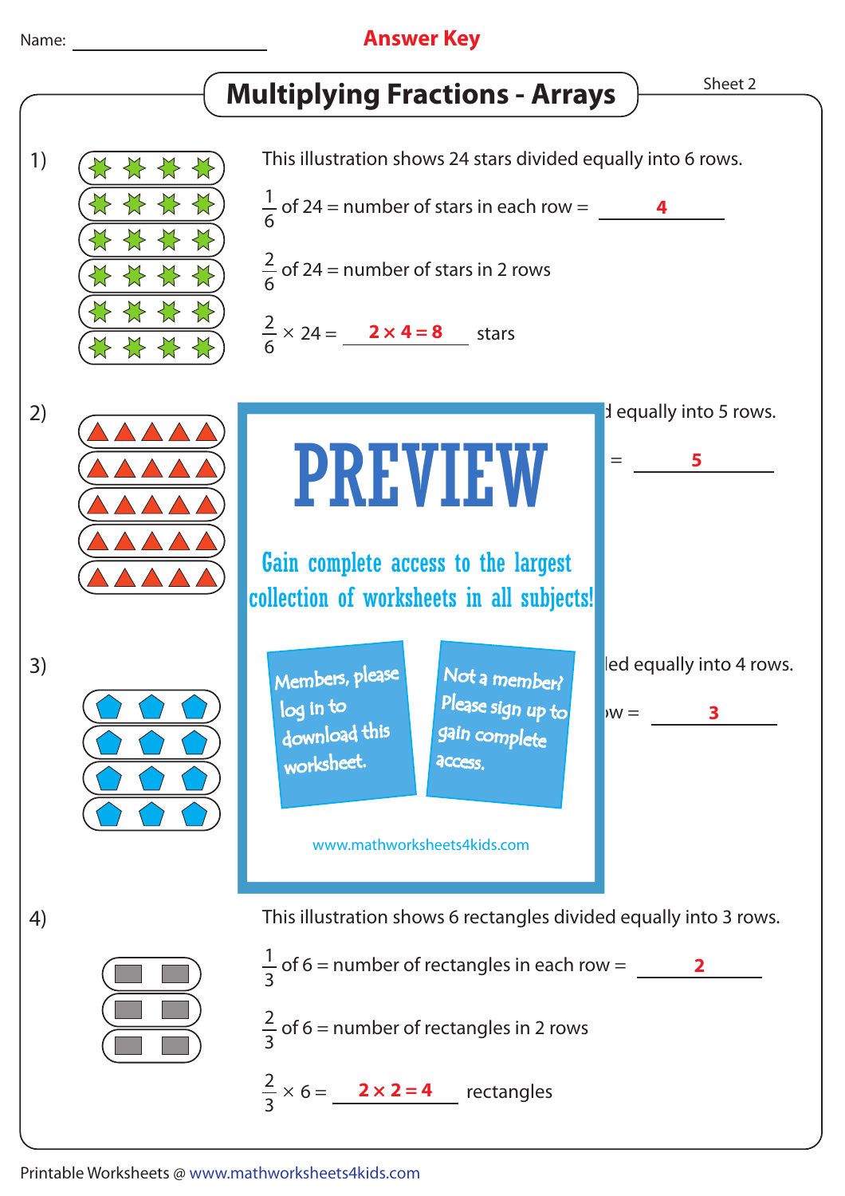Name: ____________________

**Answer Key**

# Multiplying Fractions - Arrays

Sheet 2

1) This illustration shows 24 stars divided equally into 6 rows.

$\frac{1}{6}$ of 24 = number of stars in each row = **4**

$\frac{2}{6}$ of 24 = number of stars in 2 rows

$\frac{2}{6} \times 24 =$ **2 × 4 = 8** stars

2) d equally into 5 rows.

= **5**

**PREVIEW**

Gain complete access to the largest collection of worksheets in all subjects!

Members, please log in to download this worksheet.

Not a member? Please sign up to gain complete access.

www.mathworksheets4kids.com

3) led equally into 4 rows.

w = **3**

4) This illustration shows 6 rectangles divided equally into 3 rows.

$\frac{1}{3}$ of 6 = number of rectangles in each row = **2**

$\frac{2}{3}$ of 6 = number of rectangles in 2 rows

$\frac{2}{3} \times 6 =$ **2 × 2 = 4** rectangles

Printable Worksheets @ www.mathworksheets4kids.com